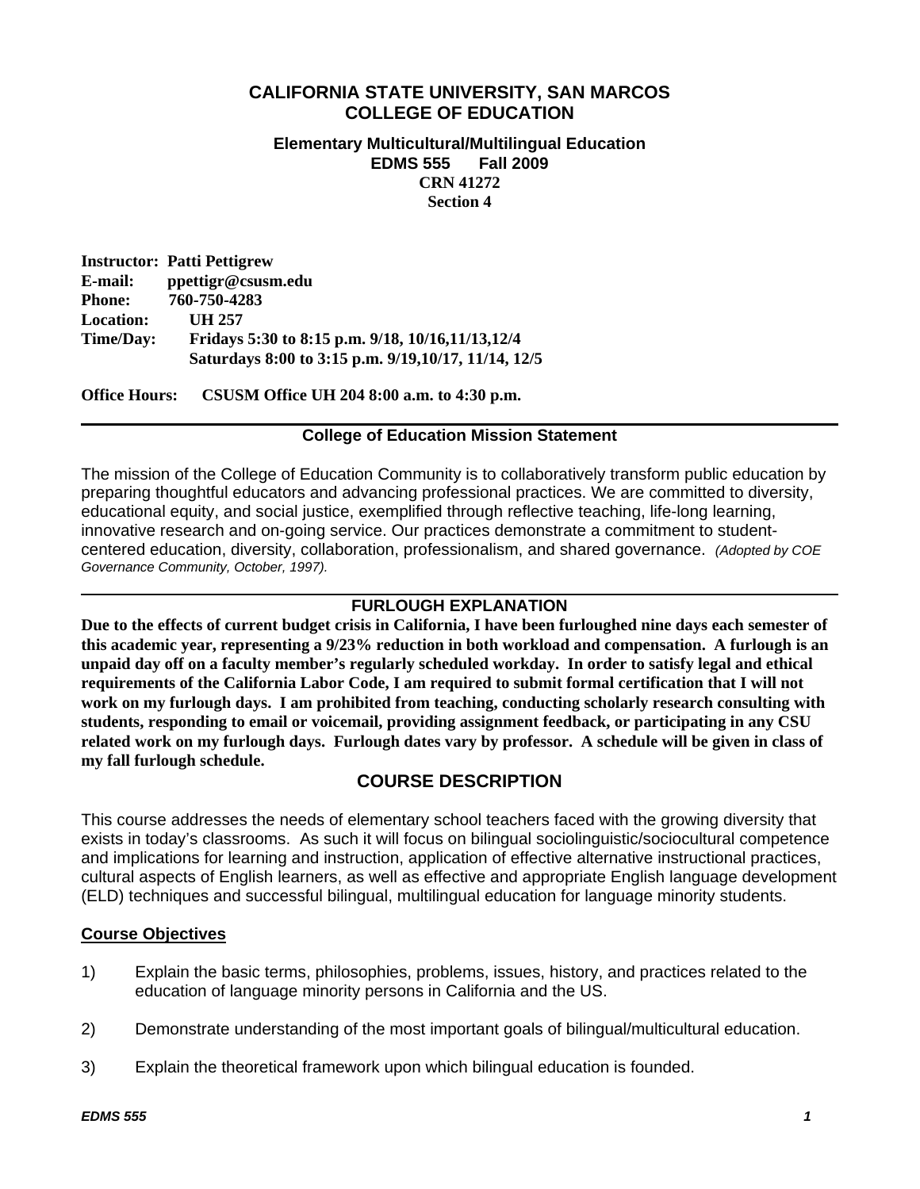# CALIFORNIA STATE UNIVERSITY, SAN MARCOS
# COLLEGE OF EDUCATION

### Elementary Multicultural/Multilingual Education
### EDMS 555 Fall 2009
### CRN 41272
### Section 4

**Instructor:** **Patti Pettigrew**
**E-mail:** **ppettigr@csusm.edu**
**Phone:** **760-750-4283**
**Location:** **UH 257**
**Time/Day:** **Fridays 5:30 to 8:15 p.m. 9/18, 10/16,11/13,12/4**
**Saturdays 8:00 to 3:15 p.m. 9/19,10/17, 11/14, 12/5**

**Office Hours:** **CSUSM Office UH 204 8:00 a.m. to 4:30 p.m.**

---

## College of Education Mission Statement

The mission of the College of Education Community is to collaboratively transform public education by preparing thoughtful educators and advancing professional practices. We are committed to diversity, educational equity, and social justice, exemplified through reflective teaching, life-long learning, innovative research and on-going service. Our practices demonstrate a commitment to student-centered education, diversity, collaboration, professionalism, and shared governance. *(Adopted by COE Governance Community, October, 1997).*

---

## FURLOUGH EXPLANATION

**Due to the effects of current budget crisis in California, I have been furloughed nine days each semester of this academic year, representing a 9/23% reduction in both workload and compensation. A furlough is an unpaid day off on a faculty member's regularly scheduled workday. In order to satisfy legal and ethical requirements of the California Labor Code, I am required to submit formal certification that I will not work on my furlough days. I am prohibited from teaching, conducting scholarly research consulting with students, responding to email or voicemail, providing assignment feedback, or participating in any CSU related work on my furlough days. Furlough dates vary by professor. A schedule will be given in class of my fall furlough schedule.**

## COURSE DESCRIPTION

This course addresses the needs of elementary school teachers faced with the growing diversity that exists in today's classrooms. As such it will focus on bilingual sociolinguistic/sociocultural competence and implications for learning and instruction, application of effective alternative instructional practices, cultural aspects of English learners, as well as effective and appropriate English language development (ELD) techniques and successful bilingual, multilingual education for language minority students.

### Course Objectives

1) Explain the basic terms, philosophies, problems, issues, history, and practices related to the education of language minority persons in California and the US.

2) Demonstrate understanding of the most important goals of bilingual/multicultural education.

3) Explain the theoretical framework upon which bilingual education is founded.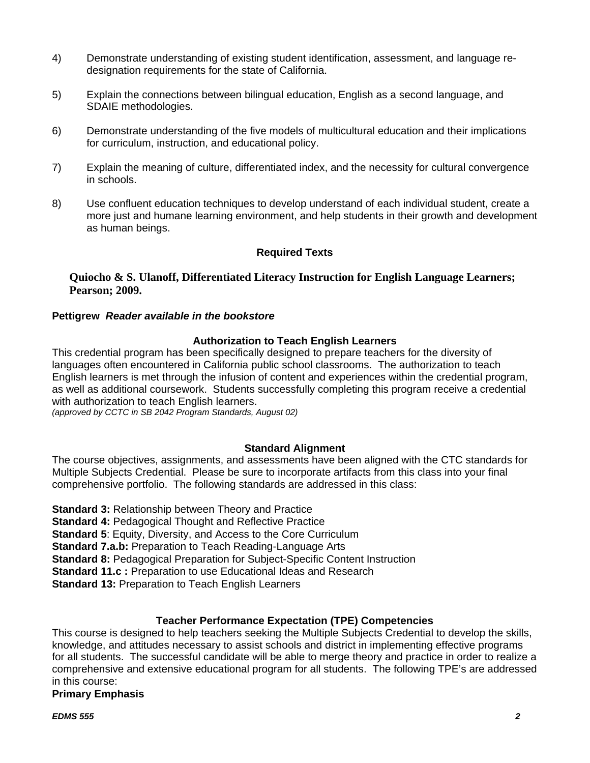4) Demonstrate understanding of existing student identification, assessment, and language re-designation requirements for the state of California.

5) Explain the connections between bilingual education, English as a second language, and SDAIE methodologies.

6) Demonstrate understanding of the five models of multicultural education and their implications for curriculum, instruction, and educational policy.

7) Explain the meaning of culture, differentiated index, and the necessity for cultural convergence in schools.

8) Use confluent education techniques to develop understand of each individual student, create a more just and humane learning environment, and help students in their growth and development as human beings.

### Required Texts

**Quiocho & S. Ulanoff, Differentiated Literacy Instruction for English Language Learners; Pearson; 2009.**

**Pettigrew** ***Reader available in the bookstore***

### Authorization to Teach English Learners

This credential program has been specifically designed to prepare teachers for the diversity of languages often encountered in California public school classrooms. The authorization to teach English learners is met through the infusion of content and experiences within the credential program, as well as additional coursework. Students successfully completing this program receive a credential with authorization to teach English learners.
*(approved by CCTC in SB 2042 Program Standards, August 02)*

### Standard Alignment

The course objectives, assignments, and assessments have been aligned with the CTC standards for Multiple Subjects Credential. Please be sure to incorporate artifacts from this class into your final comprehensive portfolio. The following standards are addressed in this class:

**Standard 3:** Relationship between Theory and Practice
**Standard 4:** Pedagogical Thought and Reflective Practice
**Standard 5**: Equity, Diversity, and Access to the Core Curriculum
**Standard 7.a.b:** Preparation to Teach Reading-Language Arts
**Standard 8:** Pedagogical Preparation for Subject-Specific Content Instruction
**Standard 11.c :** Preparation to use Educational Ideas and Research
**Standard 13:** Preparation to Teach English Learners

### Teacher Performance Expectation (TPE) Competencies

This course is designed to help teachers seeking the Multiple Subjects Credential to develop the skills, knowledge, and attitudes necessary to assist schools and district in implementing effective programs for all students. The successful candidate will be able to merge theory and practice in order to realize a comprehensive and extensive educational program for all students. The following TPE's are addressed in this course:

**Primary Emphasis**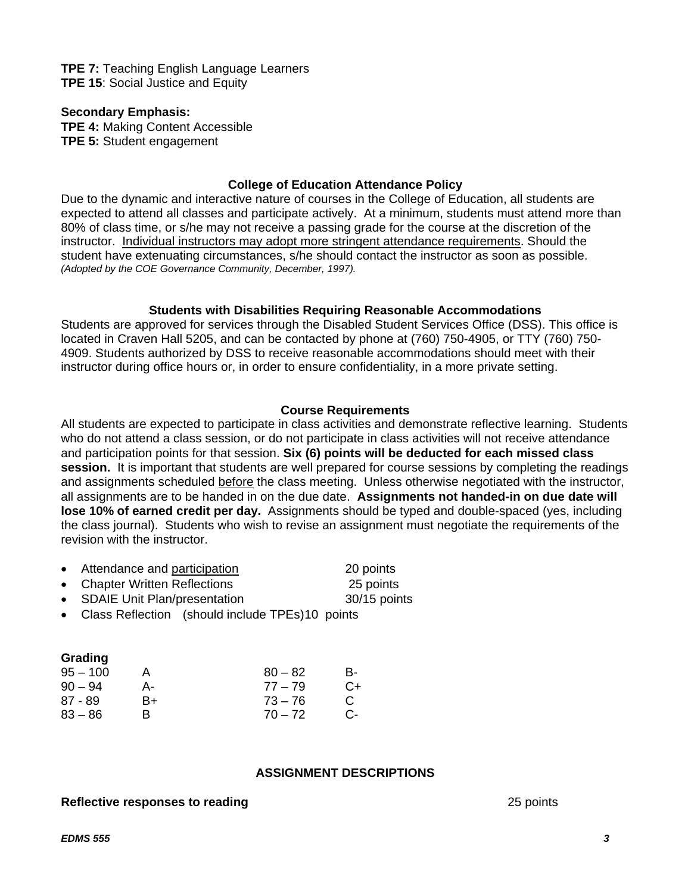**TPE 7:** Teaching English Language Learners
**TPE 15**: Social Justice and Equity

**Secondary Emphasis:**
**TPE 4:** Making Content Accessible
**TPE 5:** Student engagement

### College of Education Attendance Policy

Due to the dynamic and interactive nature of courses in the College of Education, all students are expected to attend all classes and participate actively. At a minimum, students must attend more than 80% of class time, or s/he may not receive a passing grade for the course at the discretion of the instructor. <u>Individual instructors may adopt more stringent attendance requirements</u>. Should the student have extenuating circumstances, s/he should contact the instructor as soon as possible. *(Adopted by the COE Governance Community, December, 1997).*

### Students with Disabilities Requiring Reasonable Accommodations

Students are approved for services through the Disabled Student Services Office (DSS). This office is located in Craven Hall 5205, and can be contacted by phone at (760) 750-4905, or TTY (760) 750-4909. Students authorized by DSS to receive reasonable accommodations should meet with their instructor during office hours or, in order to ensure confidentiality, in a more private setting.

### Course Requirements

All students are expected to participate in class activities and demonstrate reflective learning. Students who do not attend a class session, or do not participate in class activities will not receive attendance and participation points for that session. **Six (6) points will be deducted for each missed class session.** It is important that students are well prepared for course sessions by completing the readings and assignments scheduled <u>before</u> the class meeting. Unless otherwise negotiated with the instructor, all assignments are to be handed in on the due date. **Assignments not handed-in on due date will lose 10% of earned credit per day.** Assignments should be typed and double-spaced (yes, including the class journal). Students who wish to revise an assignment must negotiate the requirements of the revision with the instructor.

- Attendance and <u>participation</u> 20 points
- Chapter Written Reflections 25 points
- SDAIE Unit Plan/presentation 30/15 points
- Class Reflection (should include TPEs) 10 points

**Grading**

| | | | |
|---|---|---|---|
| 95 – 100 | A | 80 – 82 | B- |
| 90 – 94 | A- | 77 – 79 | C+ |
| 87 - 89 | B+ | 73 – 76 | C |
| 83 – 86 | B | 70 – 72 | C- |

### ASSIGNMENT DESCRIPTIONS

**Reflective responses to reading** 25 points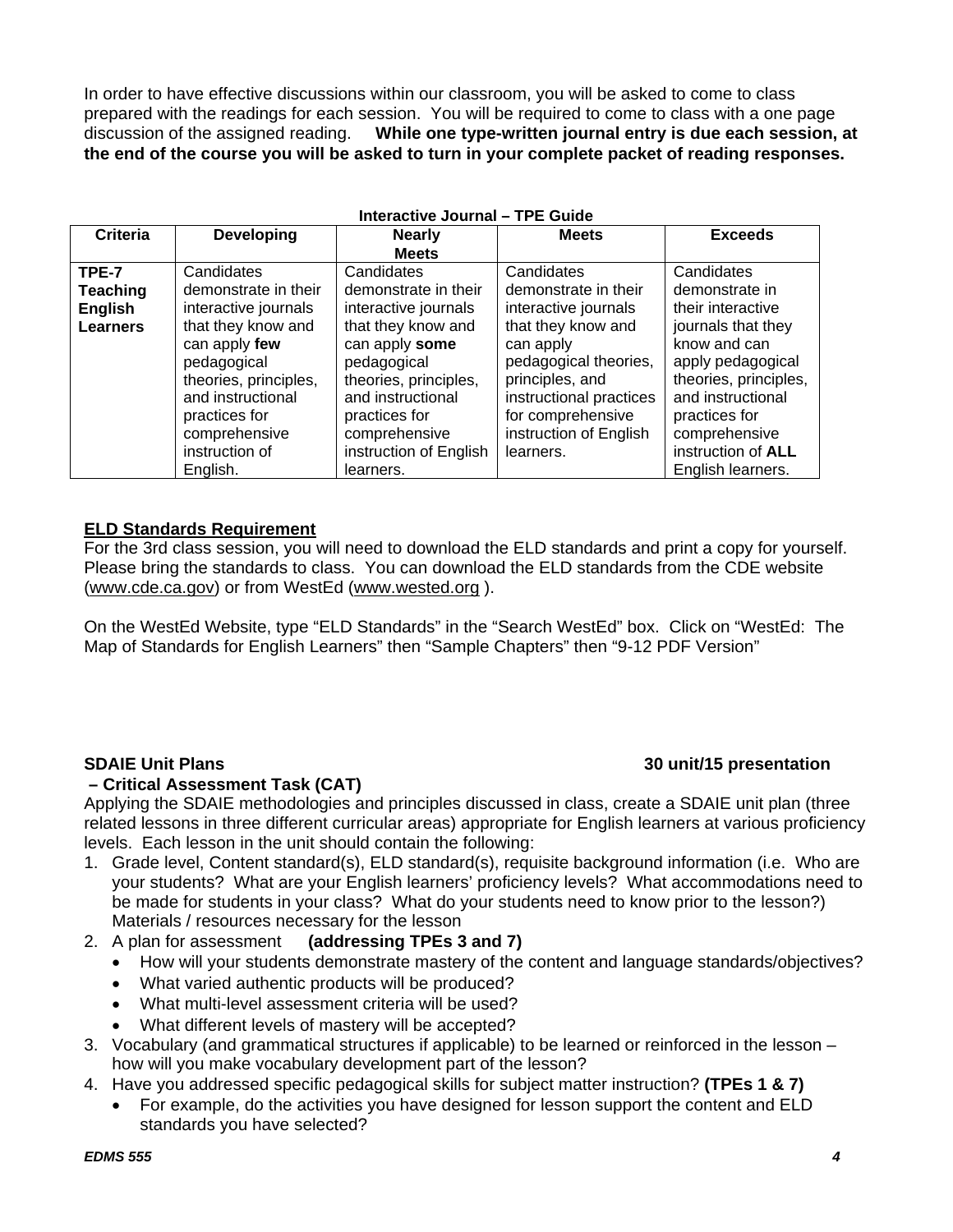In order to have effective discussions within our classroom, you will be asked to come to class prepared with the readings for each session. You will be required to come to class with a one page discussion of the assigned reading. **While one type-written journal entry is due each session, at the end of the course you will be asked to turn in your complete packet of reading responses.**

**Interactive Journal – TPE Guide**

| Criteria | Developing | Nearly Meets | Meets | Exceeds |
|---|---|---|---|---|
| **TPE-7 Teaching English Learners** | Candidates demonstrate in their interactive journals that they know and can apply **few** pedagogical theories, principles, and instructional practices for comprehensive instruction of English. | Candidates demonstrate in their interactive journals that they know and can apply **some** pedagogical theories, principles, and instructional practices for comprehensive instruction of English learners. | Candidates demonstrate in their interactive journals that they know and can apply pedagogical theories, principles, and instructional practices for comprehensive instruction of English learners. | Candidates demonstrate in their interactive journals that they know and can apply pedagogical theories, principles, and instructional practices for comprehensive instruction of **ALL** English learners. |

**ELD Standards Requirement**

For the 3rd class session, you will need to download the ELD standards and print a copy for yourself. Please bring the standards to class. You can download the ELD standards from the CDE website (www.cde.ca.gov) or from WestEd (www.wested.org ).

On the WestEd Website, type "ELD Standards" in the "Search WestEd" box. Click on "WestEd: The Map of Standards for English Learners" then "Sample Chapters" then "9-12 PDF Version"

**SDAIE Unit Plans – Critical Assessment Task (CAT)** **30 unit/15 presentation**

Applying the SDAIE methodologies and principles discussed in class, create a SDAIE unit plan (three related lessons in three different curricular areas) appropriate for English learners at various proficiency levels. Each lesson in the unit should contain the following:

1. Grade level, Content standard(s), ELD standard(s), requisite background information (i.e. Who are your students? What are your English learners' proficiency levels? What accommodations need to be made for students in your class? What do your students need to know prior to the lesson?) Materials / resources necessary for the lesson
2. A plan for assessment **(addressing TPEs 3 and 7)**
   - How will your students demonstrate mastery of the content and language standards/objectives?
   - What varied authentic products will be produced?
   - What multi-level assessment criteria will be used?
   - What different levels of mastery will be accepted?
3. Vocabulary (and grammatical structures if applicable) to be learned or reinforced in the lesson – how will you make vocabulary development part of the lesson?
4. Have you addressed specific pedagogical skills for subject matter instruction? **(TPEs 1 & 7)**
   - For example, do the activities you have designed for lesson support the content and ELD standards you have selected?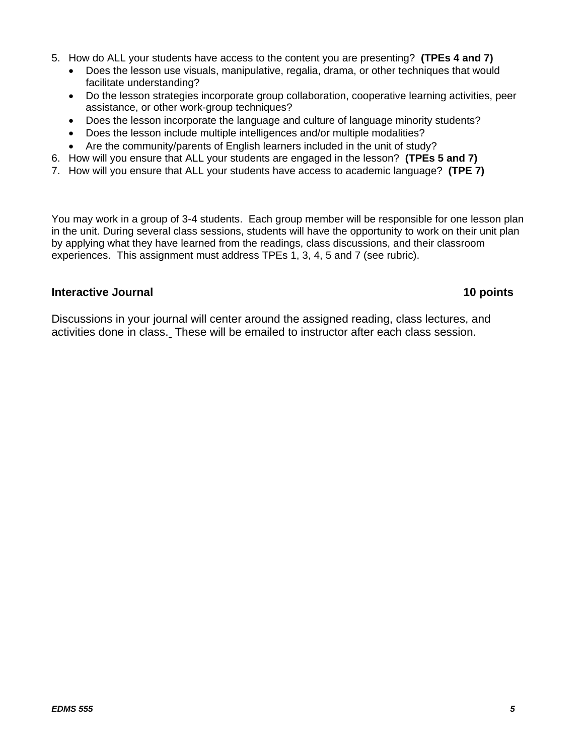5. How do ALL your students have access to the content you are presenting? **(TPEs 4 and 7)**
   - Does the lesson use visuals, manipulative, regalia, drama, or other techniques that would facilitate understanding?
   - Do the lesson strategies incorporate group collaboration, cooperative learning activities, peer assistance, or other work-group techniques?
   - Does the lesson incorporate the language and culture of language minority students?
   - Does the lesson include multiple intelligences and/or multiple modalities?
   - Are the community/parents of English learners included in the unit of study?
6. How will you ensure that ALL your students are engaged in the lesson? **(TPEs 5 and 7)**
7. How will you ensure that ALL your students have access to academic language? **(TPE 7)**

You may work in a group of 3-4 students. Each group member will be responsible for one lesson plan in the unit. During several class sessions, students will have the opportunity to work on their unit plan by applying what they have learned from the readings, class discussions, and their classroom experiences. This assignment must address TPEs 1, 3, 4, 5 and 7 (see rubric).

**Interactive Journal** **10 points**

Discussions in your journal will center around the assigned reading, class lectures, and activities done in class. These will be emailed to instructor after each class session.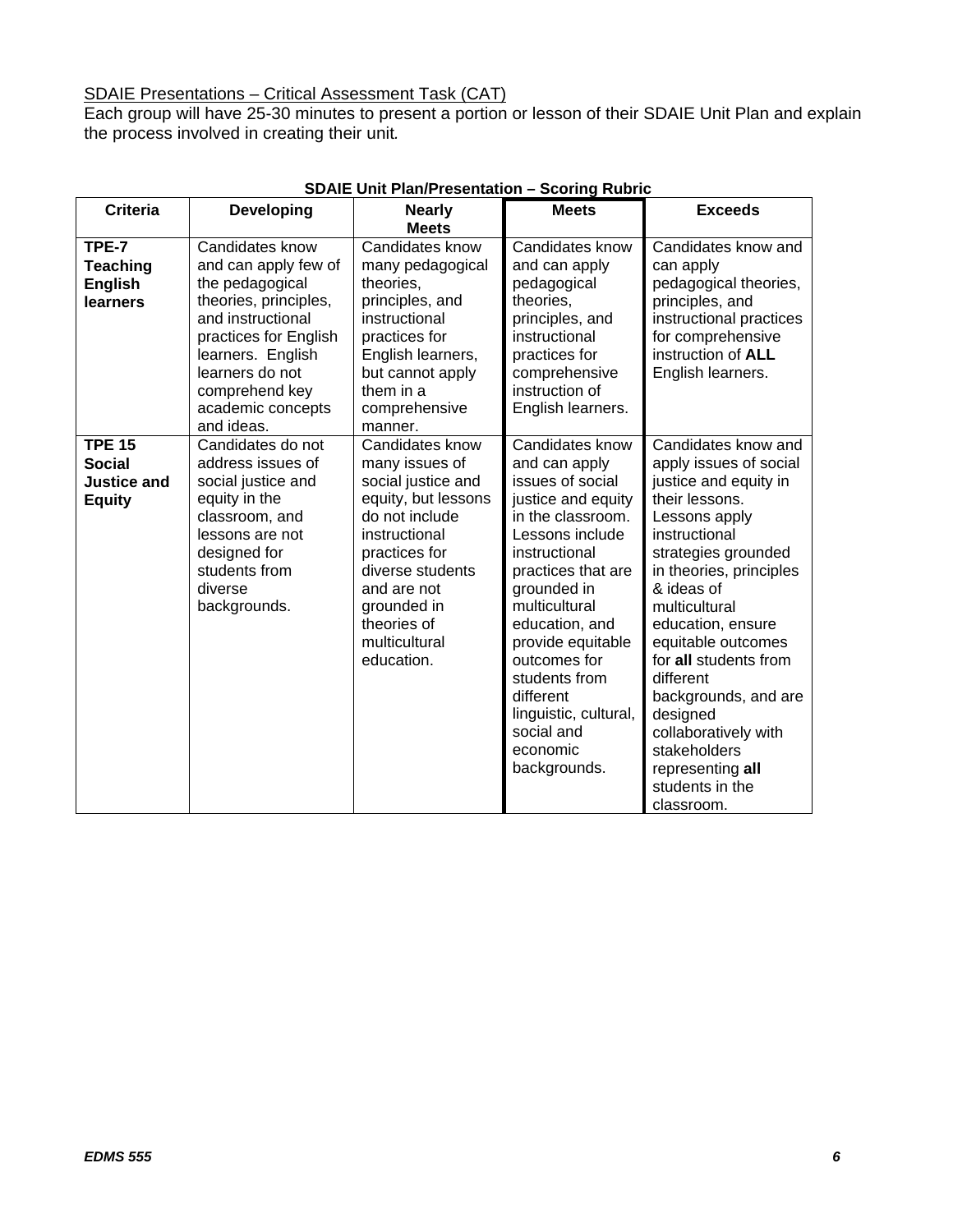SDAIE Presentations – Critical Assessment Task (CAT)

Each group will have 25-30 minutes to present a portion or lesson of their SDAIE Unit Plan and explain the process involved in creating their unit.

**SDAIE Unit Plan/Presentation – Scoring Rubric**

| Criteria | Developing | Nearly Meets | Meets | Exceeds |
|---|---|---|---|---|
| **TPE-7 Teaching English learners** | Candidates know and can apply few of the pedagogical theories, principles, and instructional practices for English learners. English learners do not comprehend key academic concepts and ideas. | Candidates know many pedagogical theories, principles, and instructional practices for English learners, but cannot apply them in a comprehensive manner. | Candidates know and can apply pedagogical theories, principles, and instructional practices for comprehensive instruction of English learners. | Candidates know and can apply pedagogical theories, principles, and instructional practices for comprehensive instruction of **ALL** English learners. |
| **TPE 15 Social Justice and Equity** | Candidates do not address issues of social justice and equity in the classroom, and lessons are not designed for students from diverse backgrounds. | Candidates know many issues of social justice and equity, but lessons do not include instructional practices for diverse students and are not grounded in theories of multicultural education. | Candidates know and can apply issues of social justice and equity in the classroom. Lessons include instructional practices that are grounded in multicultural education, and provide equitable outcomes for students from different linguistic, cultural, social and economic backgrounds. | Candidates know and apply issues of social justice and equity in their lessons. Lessons apply instructional strategies grounded in theories, principles & ideas of multicultural education, ensure equitable outcomes for **all** students from different backgrounds, and are designed collaboratively with stakeholders representing **all** students in the classroom. |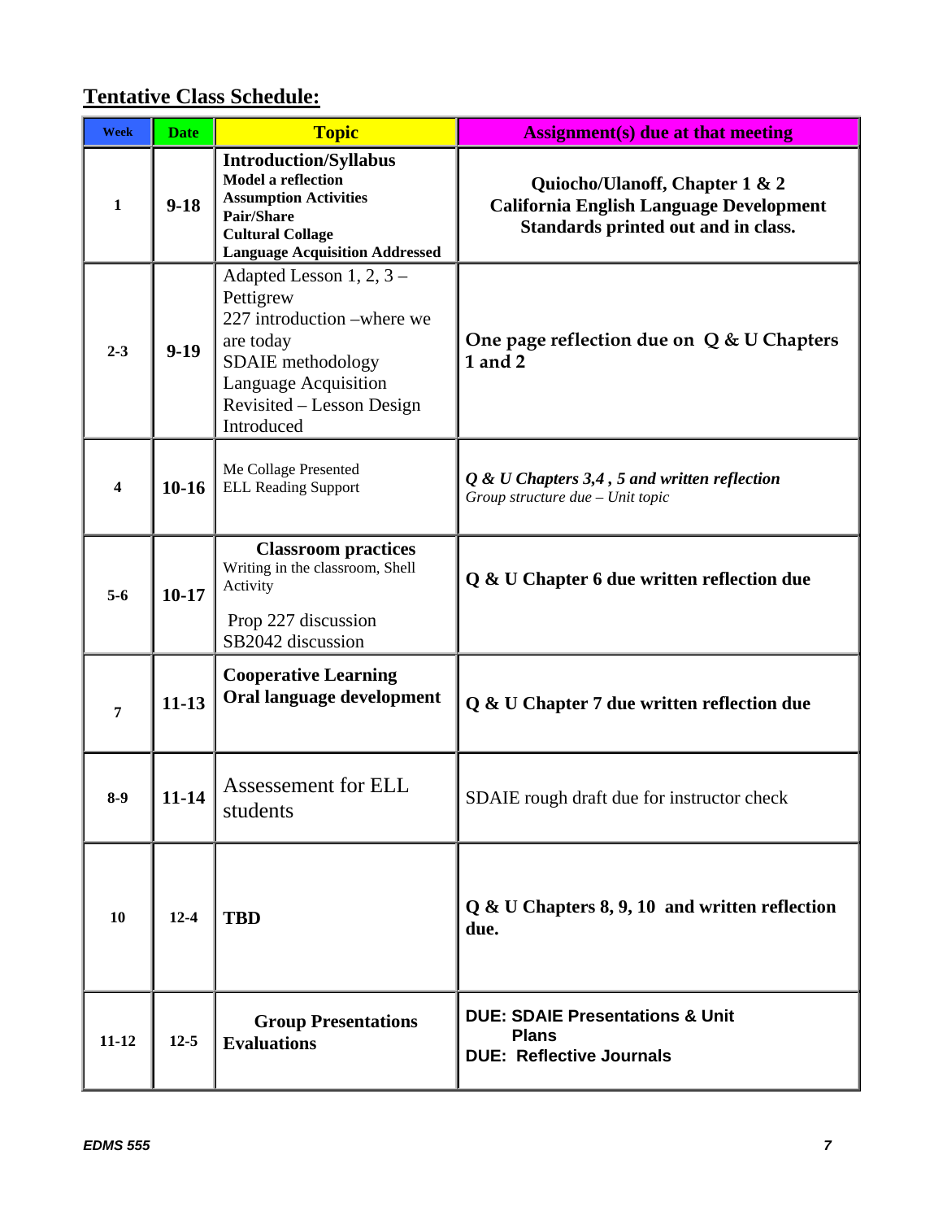## Tentative Class Schedule:

| Week | Date | Topic | Assignment(s) due at that meeting |
|---|---|---|---|
| 1 | 9-18 | **Introduction/Syllabus**<br>**Model a reflection**<br>**Assumption Activities**<br>**Pair/Share**<br>**Cultural Collage**<br>**Language Acquisition Addressed** | **Quiocho/Ulanoff, Chapter 1 & 2**<br>**California English Language Development Standards printed out and in class.** |
| 2-3 | 9-19 | Adapted Lesson 1, 2, 3 – Pettigrew<br>227 introduction –where we are today<br>SDAIE methodology<br>Language Acquisition Revisited – Lesson Design Introduced | **One page reflection due on Q & U Chapters 1 and 2** |
| 4 | 10-16 | Me Collage Presented<br>ELL Reading Support | ***Q & U Chapters 3,4 , 5 and written reflection***<br>*Group structure due – Unit topic* |
| 5-6 | 10-17 | **Classroom practices**<br>Writing in the classroom, Shell Activity<br>Prop 227 discussion<br>SB2042 discussion | **Q & U Chapter 6 due written reflection due** |
| 7 | 11-13 | **Cooperative Learning**<br>**Oral language development** | **Q & U Chapter 7 due written reflection due** |
| 8-9 | 11-14 | Assessement for ELL students | SDAIE rough draft due for instructor check |
| 10 | 12-4 | **TBD** | **Q & U Chapters 8, 9, 10 and written reflection due.** |
| 11-12 | 12-5 | **Group Presentations**<br>**Evaluations** | **DUE: SDAIE Presentations & Unit Plans**<br>**DUE: Reflective Journals** |